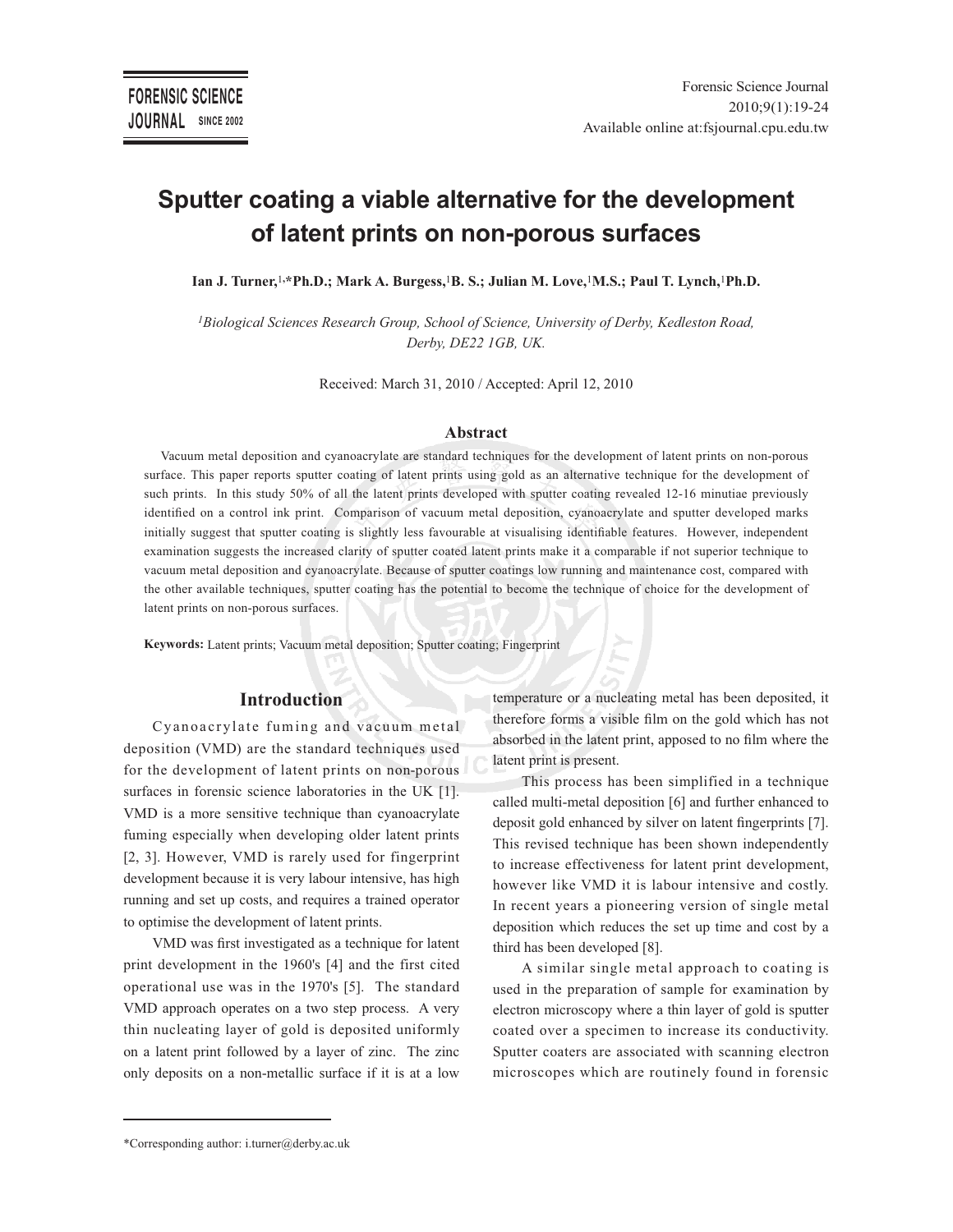# Sputter coating a viable alternative for the development of latent prints on non-porous surfaces

**Ian J. Turner,[1],*Ph.D.; Mark A. Burgess,[1]B. S.; Julian M. Love,[1]M.S.; Paul T. Lynch,[1]Ph.D.**

*[1]Biological Sciences Research Group, School of Science, University of Derby, Kedleston Road, Derby, DE22 1GB, UK.*

Received: March 31, 2010 / Accepted: April 12, 2010

## Abstract

Vacuum metal deposition and cyanoacrylate are standard techniques for the development of latent prints on non-porous surface. This paper reports sputter coating of latent prints using gold as an alternative technique for the development of such prints. In this study 50% of all the latent prints developed with sputter coating revealed 12-16 minutiae previously identified on a control ink print. Comparison of vacuum metal deposition, cyanoacrylate and sputter developed marks initially suggest that sputter coating is slightly less favourable at visualising identifiable features. However, independent examination suggests the increased clarity of sputter coated latent prints make it a comparable if not superior technique to vacuum metal deposition and cyanoacrylate. Because of sputter coatings low running and maintenance cost, compared with the other available techniques, sputter coating has the potential to become the technique of choice for the development of latent prints on non-porous surfaces.

**Keywords:** Latent prints; Vacuum metal deposition; Sputter coating; Fingerprint

## Introduction

Cyanoacrylate fuming and vacuum metal deposition (VMD) are the standard techniques used for the development of latent prints on non-porous surfaces in forensic science laboratories in the UK [1]. VMD is a more sensitive technique than cyanoacrylate fuming especially when developing older latent prints [2, 3]. However, VMD is rarely used for fingerprint development because it is very labour intensive, has high running and set up costs, and requires a trained operator to optimise the development of latent prints.

VMD was first investigated as a technique for latent print development in the 1960's [4] and the first cited operational use was in the 1970's [5]. The standard VMD approach operates on a two step process. A very thin nucleating layer of gold is deposited uniformly on a latent print followed by a layer of zinc. The zinc only deposits on a non-metallic surface if it is at a low temperature or a nucleating metal has been deposited, it therefore forms a visible film on the gold which has not absorbed in the latent print, apposed to no film where the latent print is present.

This process has been simplified in a technique called multi-metal deposition [6] and further enhanced to deposit gold enhanced by silver on latent fingerprints [7]. This revised technique has been shown independently to increase effectiveness for latent print development, however like VMD it is labour intensive and costly. In recent years a pioneering version of single metal deposition which reduces the set up time and cost by a third has been developed [8].

A similar single metal approach to coating is used in the preparation of sample for examination by electron microscopy where a thin layer of gold is sputter coated over a specimen to increase its conductivity. Sputter coaters are associated with scanning electron microscopes which are routinely found in forensic

*Corresponding author: i.turner@derby.ac.uk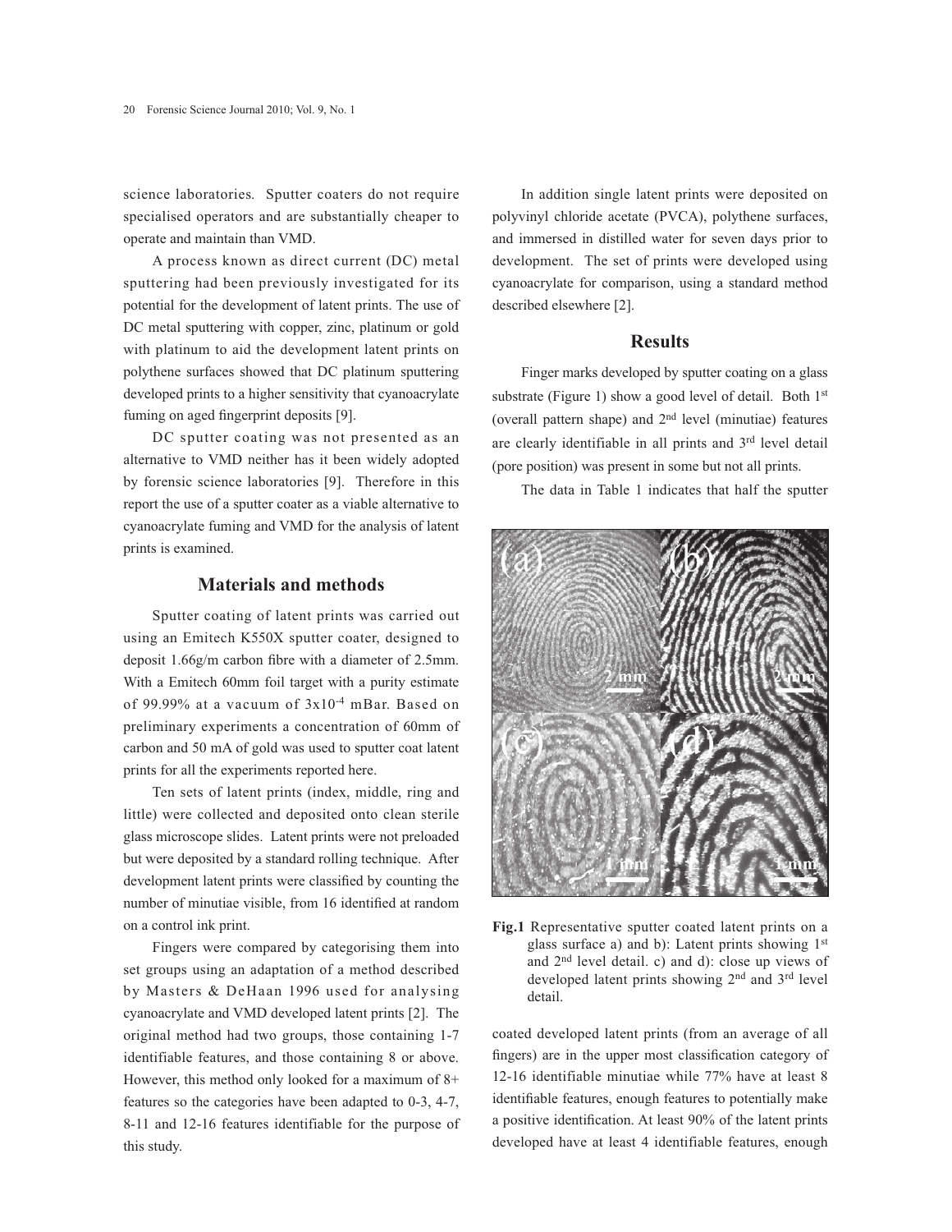science laboratories. Sputter coaters do not require specialised operators and are substantially cheaper to operate and maintain than VMD.

A process known as direct current (DC) metal sputtering had been previously investigated for its potential for the development of latent prints. The use of DC metal sputtering with copper, zinc, platinum or gold with platinum to aid the development latent prints on polythene surfaces showed that DC platinum sputtering developed prints to a higher sensitivity that cyanoacrylate fuming on aged fingerprint deposits [9].

DC sputter coating was not presented as an alternative to VMD neither has it been widely adopted by forensic science laboratories [9]. Therefore in this report the use of a sputter coater as a viable alternative to cyanoacrylate fuming and VMD for the analysis of latent prints is examined.

## Materials and methods

Sputter coating of latent prints was carried out using an Emitech K550X sputter coater, designed to deposit 1.66g/m carbon fibre with a diameter of 2.5mm. With a Emitech 60mm foil target with a purity estimate of 99.99% at a vacuum of $3x10^{-4}$ mBar. Based on preliminary experiments a concentration of 60mm of carbon and 50 mA of gold was used to sputter coat latent prints for all the experiments reported here.

Ten sets of latent prints (index, middle, ring and little) were collected and deposited onto clean sterile glass microscope slides. Latent prints were not preloaded but were deposited by a standard rolling technique. After development latent prints were classified by counting the number of minutiae visible, from 16 identified at random on a control ink print.

Fingers were compared by categorising them into set groups using an adaptation of a method described by Masters & DeHaan 1996 used for analysing cyanoacrylate and VMD developed latent prints [2]. The original method had two groups, those containing 1-7 identifiable features, and those containing 8 or above. However, this method only looked for a maximum of 8+ features so the categories have been adapted to 0-3, 4-7, 8-11 and 12-16 features identifiable for the purpose of this study.

In addition single latent prints were deposited on polyvinyl chloride acetate (PVCA), polythene surfaces, and immersed in distilled water for seven days prior to development. The set of prints were developed using cyanoacrylate for comparison, using a standard method described elsewhere [2].

## Results

Finger marks developed by sputter coating on a glass substrate (Figure 1) show a good level of detail. Both 1st (overall pattern shape) and 2nd level (minutiae) features are clearly identifiable in all prints and 3rd level detail (pore position) was present in some but not all prints.

The data in Table 1 indicates that half the sputter coated developed latent prints (from an average of all fingers) are in the upper most classification category of 12-16 identifiable minutiae while 77% have at least 8 identifiable features, enough features to potentially make a positive identification. At least 90% of the latent prints developed have at least 4 identifiable features, enough

**Fig.1** Representative sputter coated latent prints on a glass surface a) and b): Latent prints showing 1st and 2nd level detail. c) and d): close up views of developed latent prints showing 2nd and 3rd level detail.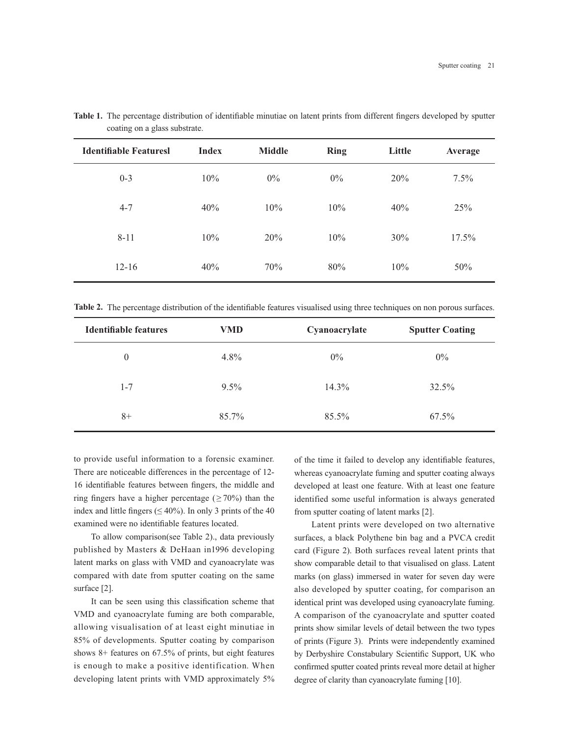**Table 1.** The percentage distribution of identifiable minutiae on latent prints from different fingers developed by sputter coating on a glass substrate.

| Identifiable Featuresl | Index | Middle | Ring | Little | Average |
|---|---|---|---|---|---|
| 0-3 | 10% | 0% | 0% | 20% | 7.5% |
| 4-7 | 40% | 10% | 10% | 40% | 25% |
| 8-11 | 10% | 20% | 10% | 30% | 17.5% |
| 12-16 | 40% | 70% | 80% | 10% | 50% |

**Table 2.** The percentage distribution of the identifiable features visualised using three techniques on non porous surfaces.

| Identifiable features | VMD | Cyanoacrylate | Sputter Coating |
|---|---|---|---|
| 0 | 4.8% | 0% | 0% |
| 1-7 | 9.5% | 14.3% | 32.5% |
| 8+ | 85.7% | 85.5% | 67.5% |

to provide useful information to a forensic examiner. There are noticeable differences in the percentage of 12-16 identifiable features between fingers, the middle and ring fingers have a higher percentage ($\geq 70\%$) than the index and little fingers ($\leq 40\%$). In only 3 prints of the 40 examined were no identifiable features located.

To allow comparison(see Table 2)., data previously published by Masters & DeHaan in1996 developing latent marks on glass with VMD and cyanoacrylate was compared with date from sputter coating on the same surface [2].

It can be seen using this classification scheme that VMD and cyanoacrylate fuming are both comparable, allowing visualisation of at least eight minutiae in 85% of developments. Sputter coating by comparison shows 8+ features on 67.5% of prints, but eight features is enough to make a positive identification. When developing latent prints with VMD approximately 5% of the time it failed to develop any identifiable features, whereas cyanoacrylate fuming and sputter coating always developed at least one feature. With at least one feature identified some useful information is always generated from sputter coating of latent marks [2].

Latent prints were developed on two alternative surfaces, a black Polythene bin bag and a PVCA credit card (Figure 2). Both surfaces reveal latent prints that show comparable detail to that visualised on glass. Latent marks (on glass) immersed in water for seven day were also developed by sputter coating, for comparison an identical print was developed using cyanoacrylate fuming. A comparison of the cyanoacrylate and sputter coated prints show similar levels of detail between the two types of prints (Figure 3). Prints were independently examined by Derbyshire Constabulary Scientific Support, UK who confirmed sputter coated prints reveal more detail at higher degree of clarity than cyanoacrylate fuming [10].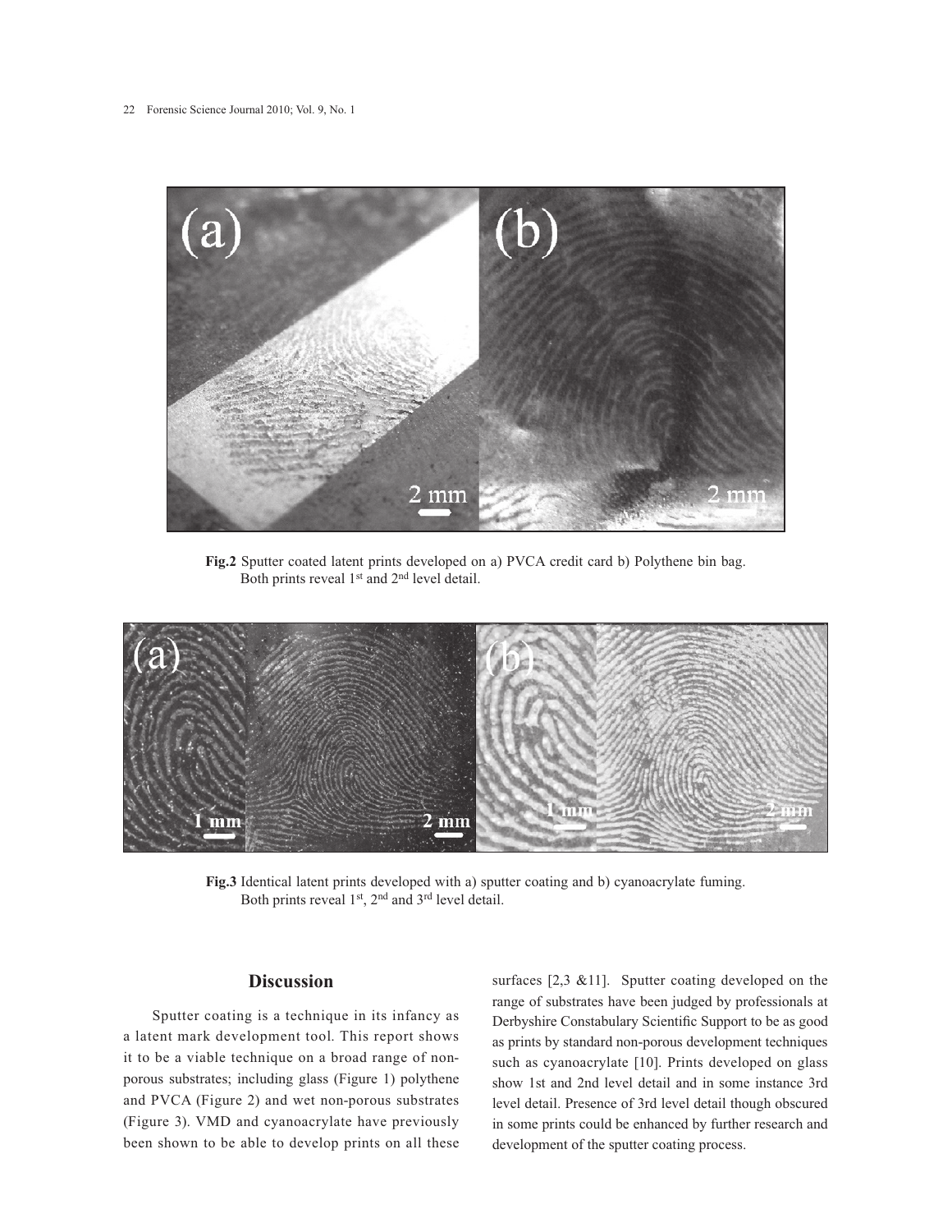**Fig.2** Sputter coated latent prints developed on a) PVCA credit card b) Polythene bin bag. Both prints reveal 1st and 2nd level detail.

**Fig.3** Identical latent prints developed with a) sputter coating and b) cyanoacrylate fuming. Both prints reveal 1st, 2nd and 3rd level detail.

## Discussion

Sputter coating is a technique in its infancy as a latent mark development tool. This report shows it to be a viable technique on a broad range of non-porous substrates; including glass (Figure 1) polythene and PVCA (Figure 2) and wet non-porous substrates (Figure 3). VMD and cyanoacrylate have previously been shown to be able to develop prints on all these surfaces [2,3 &11]. Sputter coating developed on the range of substrates have been judged by professionals at Derbyshire Constabulary Scientific Support to be as good as prints by standard non-porous development techniques such as cyanoacrylate [10]. Prints developed on glass show 1st and 2nd level detail and in some instance 3rd level detail. Presence of 3rd level detail though obscured in some prints could be enhanced by further research and development of the sputter coating process.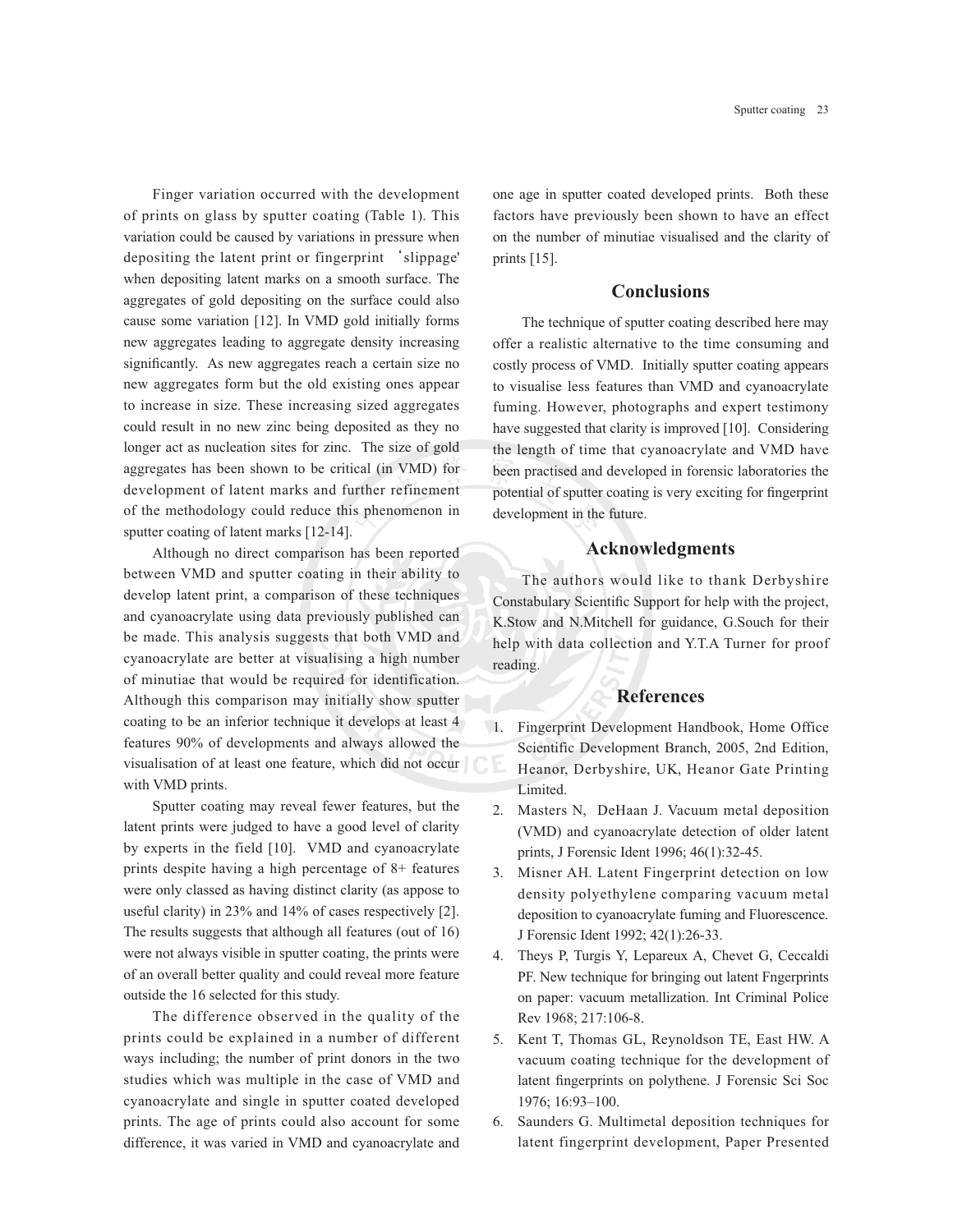Finger variation occurred with the development of prints on glass by sputter coating (Table 1). This variation could be caused by variations in pressure when depositing the latent print or fingerprint 'slippage' when depositing latent marks on a smooth surface. The aggregates of gold depositing on the surface could also cause some variation [12]. In VMD gold initially forms new aggregates leading to aggregate density increasing significantly. As new aggregates reach a certain size no new aggregates form but the old existing ones appear to increase in size. These increasing sized aggregates could result in no new zinc being deposited as they no longer act as nucleation sites for zinc. The size of gold aggregates has been shown to be critical (in VMD) for development of latent marks and further refinement of the methodology could reduce this phenomenon in sputter coating of latent marks [12-14].

Although no direct comparison has been reported between VMD and sputter coating in their ability to develop latent print, a comparison of these techniques and cyanoacrylate using data previously published can be made. This analysis suggests that both VMD and cyanoacrylate are better at visualising a high number of minutiae that would be required for identification. Although this comparison may initially show sputter coating to be an inferior technique it develops at least 4 features 90% of developments and always allowed the visualisation of at least one feature, which did not occur with VMD prints.

Sputter coating may reveal fewer features, but the latent prints were judged to have a good level of clarity by experts in the field [10]. VMD and cyanoacrylate prints despite having a high percentage of 8+ features were only classed as having distinct clarity (as appose to useful clarity) in 23% and 14% of cases respectively [2]. The results suggests that although all features (out of 16) were not always visible in sputter coating, the prints were of an overall better quality and could reveal more feature outside the 16 selected for this study.

The difference observed in the quality of the prints could be explained in a number of different ways including; the number of print donors in the two studies which was multiple in the case of VMD and cyanoacrylate and single in sputter coated developed prints. The age of prints could also account for some difference, it was varied in VMD and cyanoacrylate and one age in sputter coated developed prints. Both these factors have previously been shown to have an effect on the number of minutiae visualised and the clarity of prints [15].

## Conclusions

The technique of sputter coating described here may offer a realistic alternative to the time consuming and costly process of VMD. Initially sputter coating appears to visualise less features than VMD and cyanoacrylate fuming. However, photographs and expert testimony have suggested that clarity is improved [10]. Considering the length of time that cyanoacrylate and VMD have been practised and developed in forensic laboratories the potential of sputter coating is very exciting for fingerprint development in the future.

## Acknowledgments

The authors would like to thank Derbyshire Constabulary Scientific Support for help with the project, K.Stow and N.Mitchell for guidance, G.Souch for their help with data collection and Y.T.A Turner for proof reading.

## References

1. Fingerprint Development Handbook, Home Office Scientific Development Branch, 2005, 2nd Edition, Heanor, Derbyshire, UK, Heanor Gate Printing Limited.
2. Masters N, DeHaan J. Vacuum metal deposition (VMD) and cyanoacrylate detection of older latent prints, J Forensic Ident 1996; 46(1):32-45.
3. Misner AH. Latent Fingerprint detection on low density polyethylene comparing vacuum metal deposition to cyanoacrylate fuming and Fluorescence. J Forensic Ident 1992; 42(1):26-33.
4. Theys P, Turgis Y, Lepareux A, Chevet G, Ceccaldi PF. New technique for bringing out latent Fngerprints on paper: vacuum metallization. Int Criminal Police Rev 1968; 217:106-8.
5. Kent T, Thomas GL, Reynoldson TE, East HW. A vacuum coating technique for the development of latent fingerprints on polythene. J Forensic Sci Soc 1976; 16:93–100.
6. Saunders G. Multimetal deposition techniques for latent fingerprint development, Paper Presented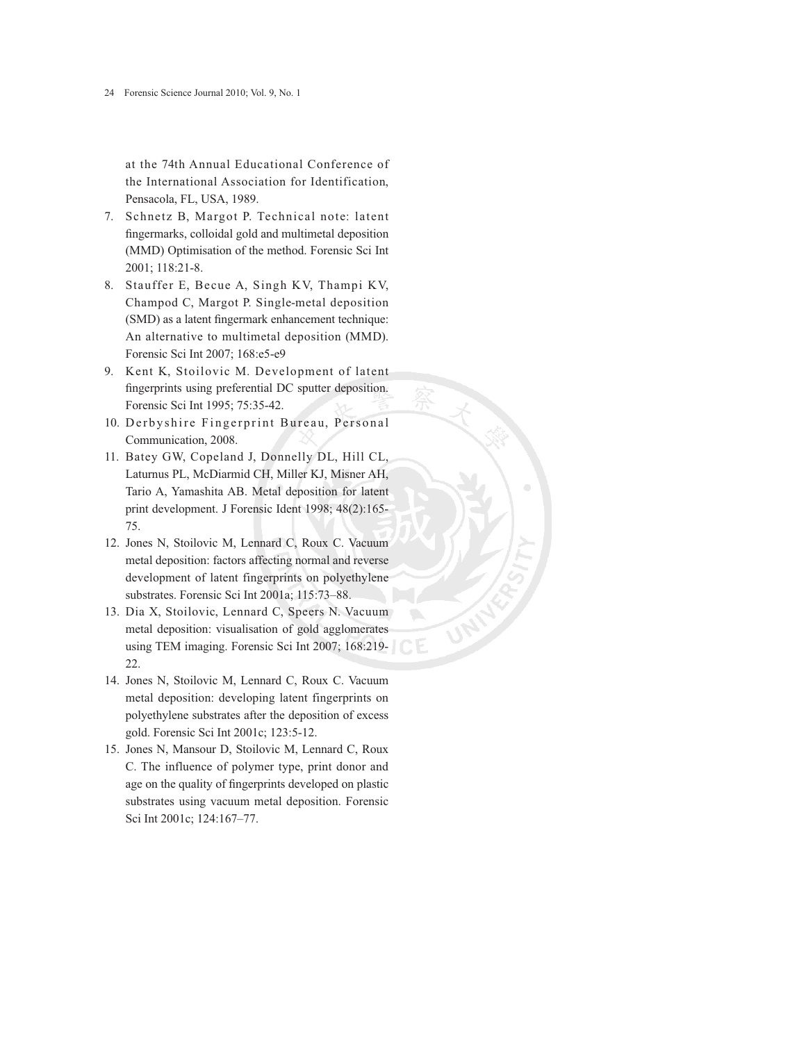at the 74th Annual Educational Conference of the International Association for Identification, Pensacola, FL, USA, 1989.

7. Schnetz B, Margot P. Technical note: latent fingermarks, colloidal gold and multimetal deposition (MMD) Optimisation of the method. Forensic Sci Int 2001; 118:21-8.
8. Stauffer E, Becue A, Singh KV, Thampi KV, Champod C, Margot P. Single-metal deposition (SMD) as a latent fingermark enhancement technique: An alternative to multimetal deposition (MMD). Forensic Sci Int 2007; 168:e5-e9
9. Kent K, Stoilovic M. Development of latent fingerprints using preferential DC sputter deposition. Forensic Sci Int 1995; 75:35-42.
10. Derbyshire Fingerprint Bureau, Personal Communication, 2008.
11. Batey GW, Copeland J, Donnelly DL, Hill CL, Laturnus PL, McDiarmid CH, Miller KJ, Misner AH, Tario A, Yamashita AB. Metal deposition for latent print development. J Forensic Ident 1998; 48(2):165-75.
12. Jones N, Stoilovic M, Lennard C, Roux C. Vacuum metal deposition: factors affecting normal and reverse development of latent fingerprints on polyethylene substrates. Forensic Sci Int 2001a; 115:73–88.
13. Dia X, Stoilovic, Lennard C, Speers N. Vacuum metal deposition: visualisation of gold agglomerates using TEM imaging. Forensic Sci Int 2007; 168:219-22.
14. Jones N, Stoilovic M, Lennard C, Roux C. Vacuum metal deposition: developing latent fingerprints on polyethylene substrates after the deposition of excess gold. Forensic Sci Int 2001c; 123:5-12.
15. Jones N, Mansour D, Stoilovic M, Lennard C, Roux C. The influence of polymer type, print donor and age on the quality of fingerprints developed on plastic substrates using vacuum metal deposition. Forensic Sci Int 2001c; 124:167–77.